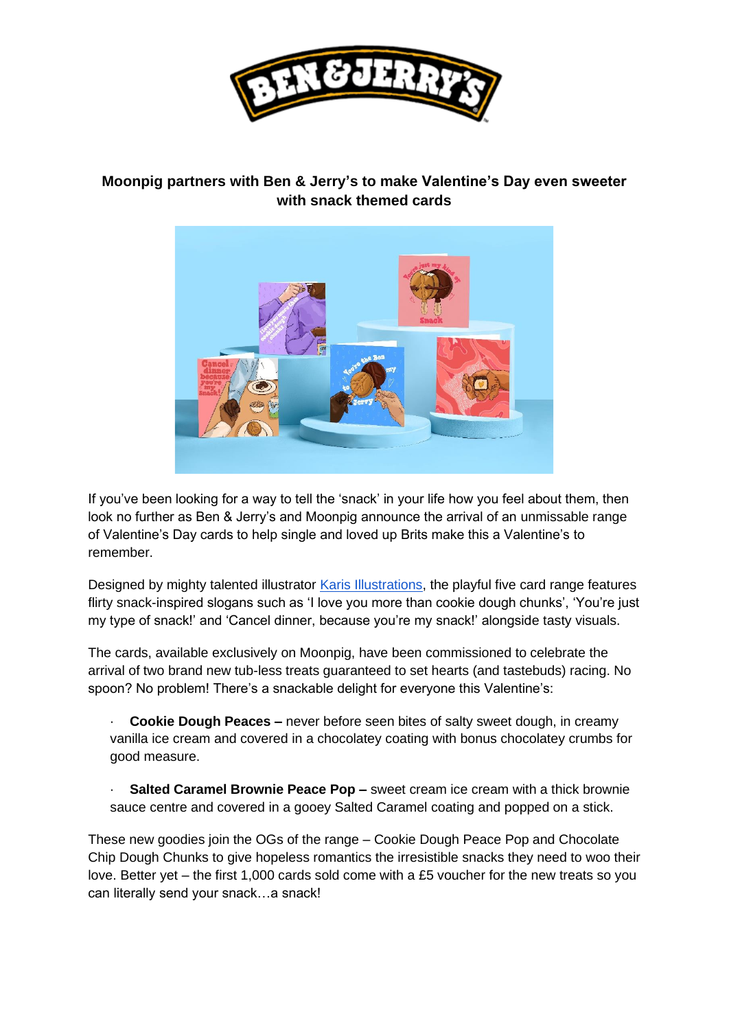**Moonpig partners with Ben & Jerry's to make Valentine's Day even sweeter with snack themed cards**

If you've been looking for a way to tell the 'snack' in your life how you feel about them, then look no further as Ben & Jerry's and Moonpig announce the arrival of an unmissable range of Valentine's Day cards to help single and loved up Brits make this a Valentine's to remember.

Designed by mighty talented illustrator [Karis Illustrations], the playful five card range features flirty snack-inspired slogans such as 'I love you more than cookie dough chunks', 'You're just my type of snack!' and 'Cancel dinner, because you're my snack!' alongside tasty visuals.

The cards, available exclusively on Moonpig, have been commissioned to celebrate the arrival of two brand new tub-less treats guaranteed to set hearts (and tastebuds) racing. No spoon? No problem! There's a snackable delight for everyone this Valentine's:

- **Cookie Dough Peaces –** never before seen bites of salty sweet dough, in creamy vanilla ice cream and covered in a chocolatey coating with bonus chocolatey crumbs for good measure.

- **Salted Caramel Brownie Peace Pop –** sweet cream ice cream with a thick brownie sauce centre and covered in a gooey Salted Caramel coating and popped on a stick.

These new goodies join the OGs of the range – Cookie Dough Peace Pop and Chocolate Chip Dough Chunks to give hopeless romantics the irresistible snacks they need to woo their love. Better yet – the first 1,000 cards sold come with a £5 voucher for the new treats so you can literally send your snack…a snack!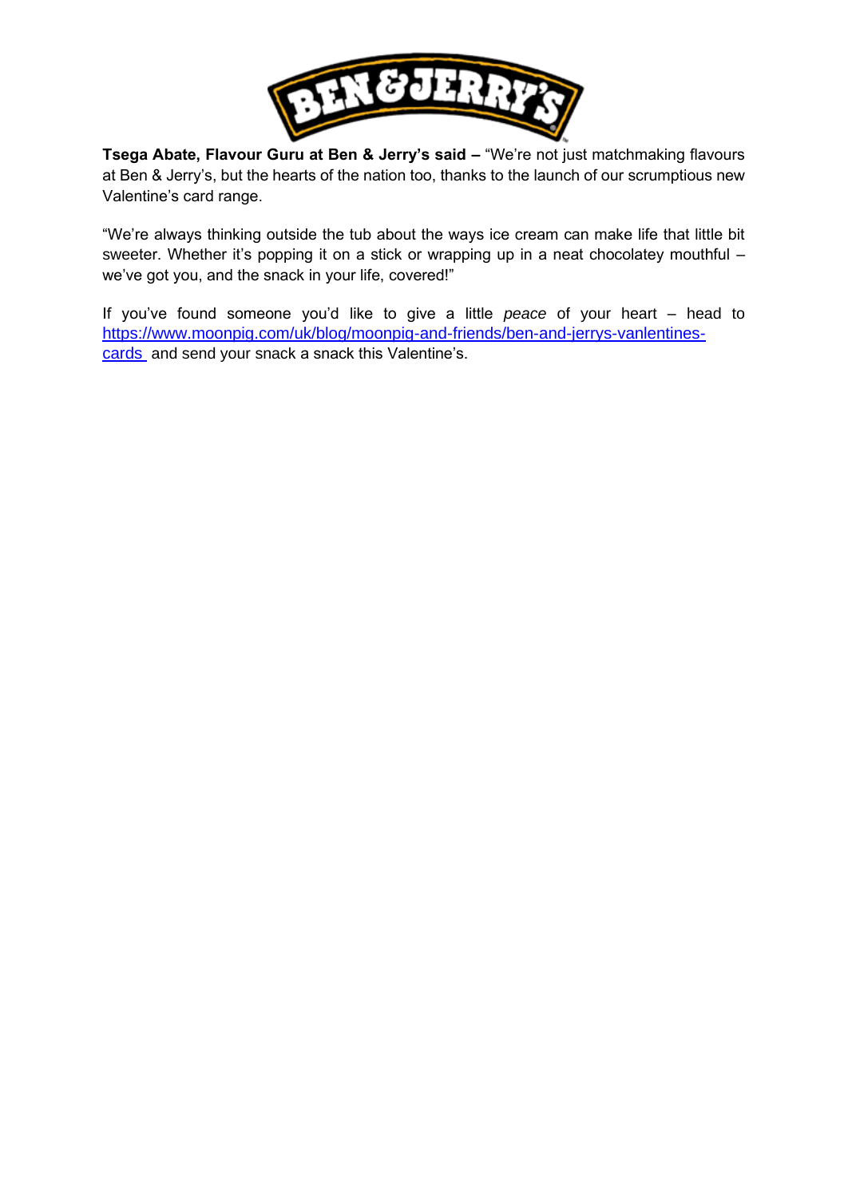**Tsega Abate, Flavour Guru at Ben & Jerry's said –** "We're not just matchmaking flavours at Ben & Jerry's, but the hearts of the nation too, thanks to the launch of our scrumptious new Valentine's card range.

"We're always thinking outside the tub about the ways ice cream can make life that little bit sweeter. Whether it's popping it on a stick or wrapping up in a neat chocolatey mouthful – we've got you, and the snack in your life, covered!"

If you've found someone you'd like to give a little *peace* of your heart – head to [https://www.moonpig.com/uk/blog/moonpig-and-friends/ben-and-jerrys-vanlentines-cards](https://www.moonpig.com/uk/blog/moonpig-and-friends/ben-and-jerrys-vanlentines-cards) and send your snack a snack this Valentine's.